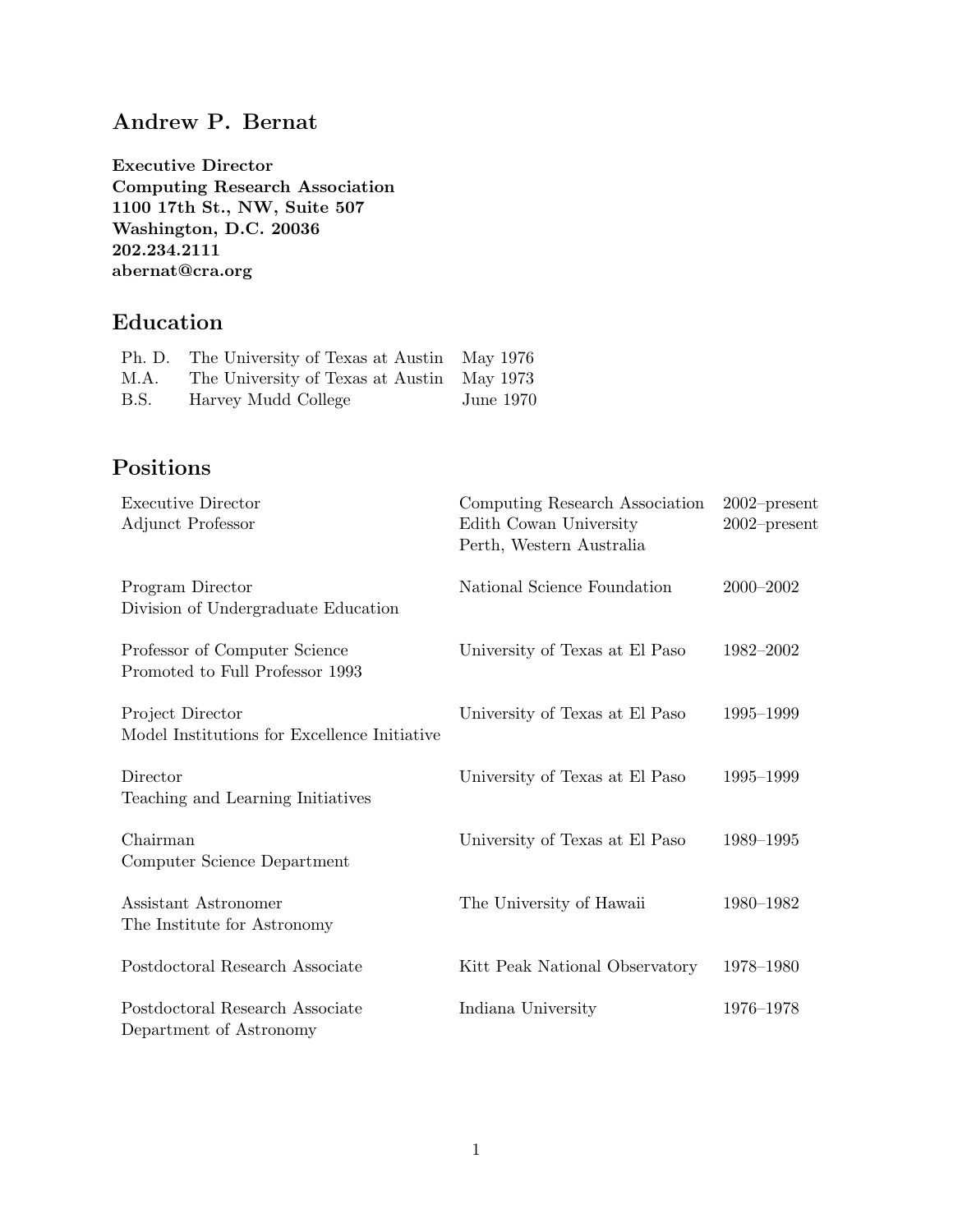# Andrew P. Bernat

**Executive Director**
**Computing Research Association**
**1100 17th St., NW, Suite 507**
**Washington, D.C. 20036**
**202.234.2111**
**abernat@cra.org**

## Education

| | | |
|---|---|---|
| Ph. D. | The University of Texas at Austin | May 1976 |
| M.A. | The University of Texas at Austin | May 1973 |
| B.S. | Harvey Mudd College | June 1970 |

## Positions

| | | |
|---|---|---|
| Executive Director | Computing Research Association | 2002–present |
| Adjunct Professor | Edith Cowan University<br>Perth, Western Australia | 2002–present |
| Program Director<br>Division of Undergraduate Education | National Science Foundation | 2000–2002 |
| Professor of Computer Science<br>Promoted to Full Professor 1993 | University of Texas at El Paso | 1982–2002 |
| Project Director<br>Model Institutions for Excellence Initiative | University of Texas at El Paso | 1995–1999 |
| Director<br>Teaching and Learning Initiatives | University of Texas at El Paso | 1995–1999 |
| Chairman<br>Computer Science Department | University of Texas at El Paso | 1989–1995 |
| Assistant Astronomer<br>The Institute for Astronomy | The University of Hawaii | 1980–1982 |
| Postdoctoral Research Associate | Kitt Peak National Observatory | 1978–1980 |
| Postdoctoral Research Associate<br>Department of Astronomy | Indiana University | 1976–1978 |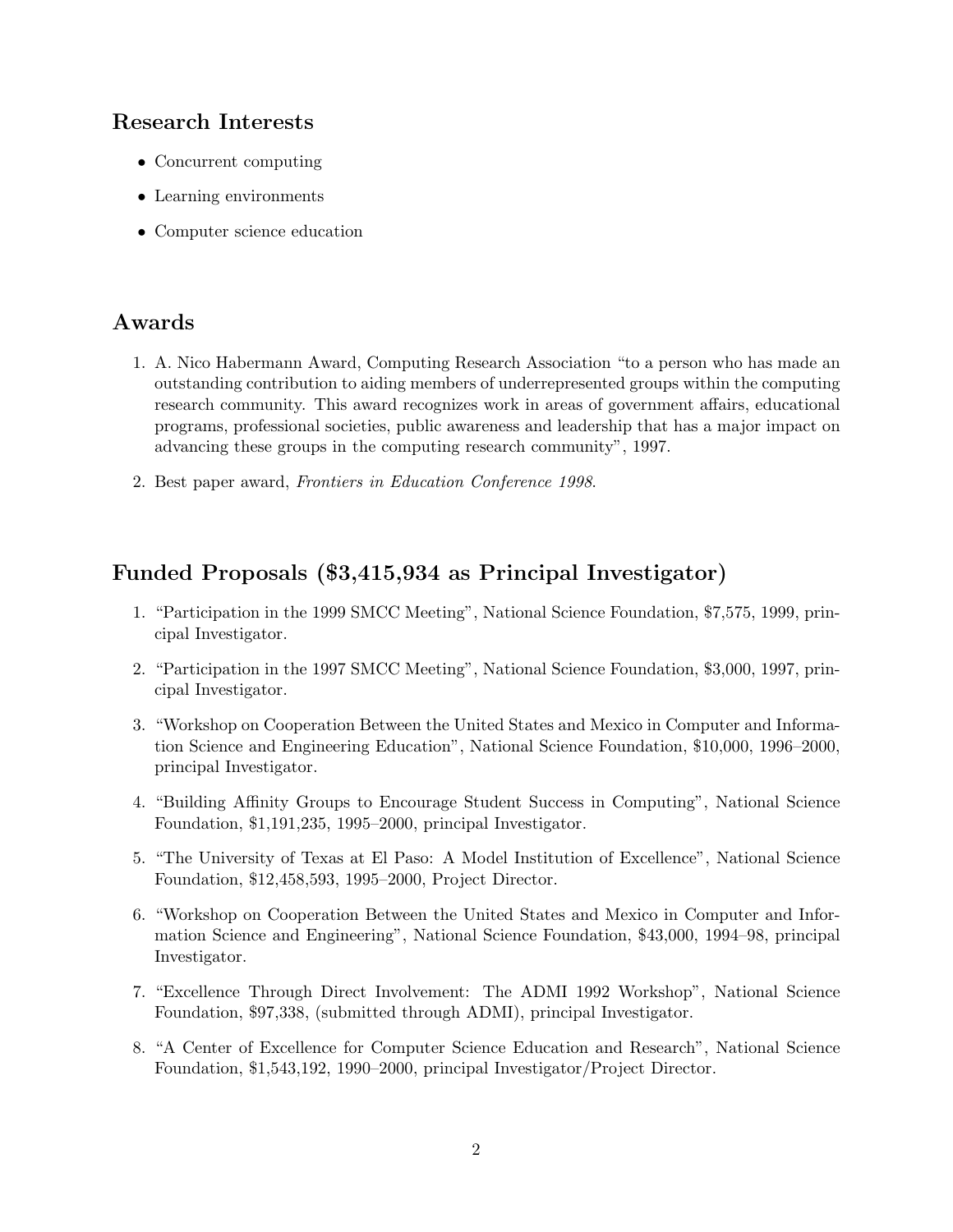## Research Interests

- Concurrent computing
- Learning environments
- Computer science education

## Awards

1. A. Nico Habermann Award, Computing Research Association "to a person who has made an outstanding contribution to aiding members of underrepresented groups within the computing research community. This award recognizes work in areas of government affairs, educational programs, professional societies, public awareness and leadership that has a major impact on advancing these groups in the computing research community", 1997.
2. Best paper award, *Frontiers in Education Conference 1998*.

## Funded Proposals ($3,415,934 as Principal Investigator)

1. "Participation in the 1999 SMCC Meeting", National Science Foundation, $7,575, 1999, principal Investigator.
2. "Participation in the 1997 SMCC Meeting", National Science Foundation, $3,000, 1997, principal Investigator.
3. "Workshop on Cooperation Between the United States and Mexico in Computer and Information Science and Engineering Education", National Science Foundation, $10,000, 1996–2000, principal Investigator.
4. "Building Affinity Groups to Encourage Student Success in Computing", National Science Foundation, $1,191,235, 1995–2000, principal Investigator.
5. "The University of Texas at El Paso: A Model Institution of Excellence", National Science Foundation, $12,458,593, 1995–2000, Project Director.
6. "Workshop on Cooperation Between the United States and Mexico in Computer and Information Science and Engineering", National Science Foundation, $43,000, 1994–98, principal Investigator.
7. "Excellence Through Direct Involvement: The ADMI 1992 Workshop", National Science Foundation, $97,338, (submitted through ADMI), principal Investigator.
8. "A Center of Excellence for Computer Science Education and Research", National Science Foundation, $1,543,192, 1990–2000, principal Investigator/Project Director.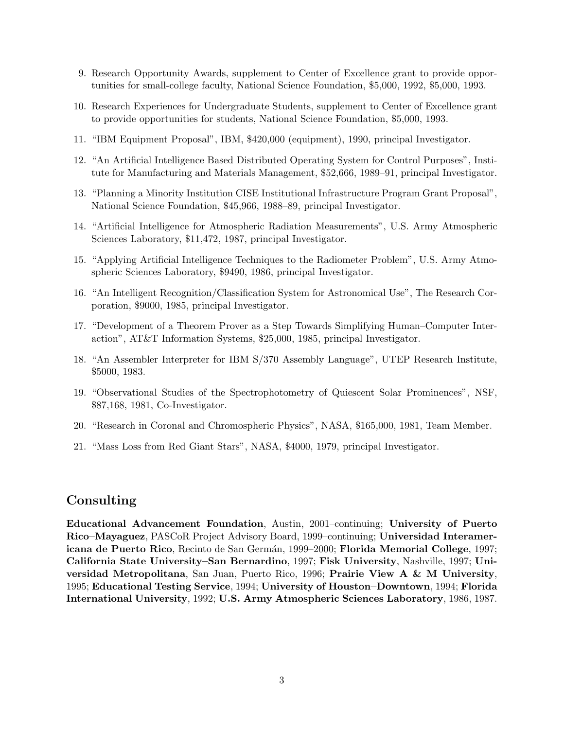9. Research Opportunity Awards, supplement to Center of Excellence grant to provide opportunities for small-college faculty, National Science Foundation, $5,000, 1992, $5,000, 1993.

10. Research Experiences for Undergraduate Students, supplement to Center of Excellence grant to provide opportunities for students, National Science Foundation, $5,000, 1993.

11. "IBM Equipment Proposal", IBM, $420,000 (equipment), 1990, principal Investigator.

12. "An Artificial Intelligence Based Distributed Operating System for Control Purposes", Institute for Manufacturing and Materials Management, $52,666, 1989–91, principal Investigator.

13. "Planning a Minority Institution CISE Institutional Infrastructure Program Grant Proposal", National Science Foundation, $45,966, 1988–89, principal Investigator.

14. "Artificial Intelligence for Atmospheric Radiation Measurements", U.S. Army Atmospheric Sciences Laboratory, $11,472, 1987, principal Investigator.

15. "Applying Artificial Intelligence Techniques to the Radiometer Problem", U.S. Army Atmospheric Sciences Laboratory, $9490, 1986, principal Investigator.

16. "An Intelligent Recognition/Classification System for Astronomical Use", The Research Corporation, $9000, 1985, principal Investigator.

17. "Development of a Theorem Prover as a Step Towards Simplifying Human–Computer Interaction", AT&T Information Systems, $25,000, 1985, principal Investigator.

18. "An Assembler Interpreter for IBM S/370 Assembly Language", UTEP Research Institute, $5000, 1983.

19. "Observational Studies of the Spectrophotometry of Quiescent Solar Prominences", NSF, $87,168, 1981, Co-Investigator.

20. "Research in Coronal and Chromospheric Physics", NASA, $165,000, 1981, Team Member.

21. "Mass Loss from Red Giant Stars", NASA, $4000, 1979, principal Investigator.

## Consulting

**Educational Advancement Foundation**, Austin, 2001–continuing; **University of Puerto Rico–Mayaguez**, PASCoR Project Advisory Board, 1999–continuing; **Universidad Interamericana de Puerto Rico**, Recinto de San Germán, 1999–2000; **Florida Memorial College**, 1997; **California State University–San Bernardino**, 1997; **Fisk University**, Nashville, 1997; **Universidad Metropolitana**, San Juan, Puerto Rico, 1996; **Prairie View A & M University**, 1995; **Educational Testing Service**, 1994; **University of Houston–Downtown**, 1994; **Florida International University**, 1992; **U.S. Army Atmospheric Sciences Laboratory**, 1986, 1987.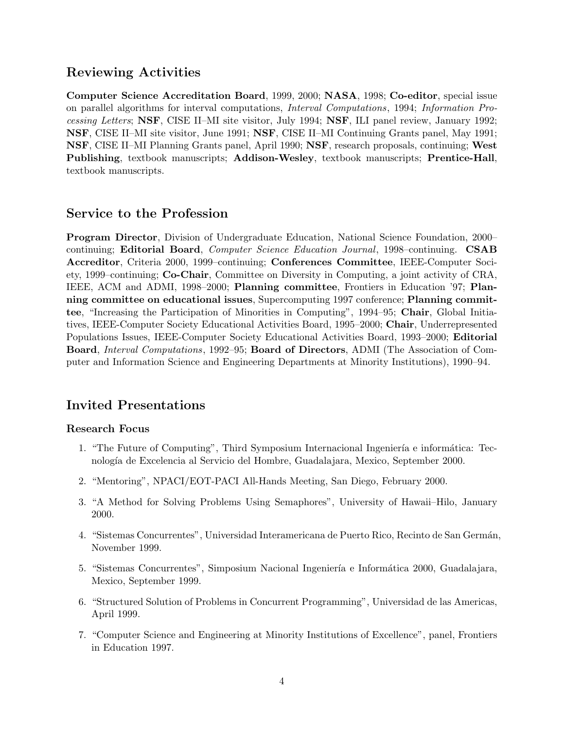## Reviewing Activities

**Computer Science Accreditation Board**, 1999, 2000; **NASA**, 1998; **Co-editor**, special issue on parallel algorithms for interval computations, *Interval Computations*, 1994; *Information Processing Letters*; **NSF**, CISE II–MI site visitor, July 1994; **NSF**, ILI panel review, January 1992; **NSF**, CISE II–MI site visitor, June 1991; **NSF**, CISE II–MI Continuing Grants panel, May 1991; **NSF**, CISE II–MI Planning Grants panel, April 1990; **NSF**, research proposals, continuing; **West Publishing**, textbook manuscripts; **Addison-Wesley**, textbook manuscripts; **Prentice-Hall**, textbook manuscripts.

## Service to the Profession

**Program Director**, Division of Undergraduate Education, National Science Foundation, 2000–continuing; **Editorial Board**, *Computer Science Education Journal*, 1998–continuing. **CSAB Accreditor**, Criteria 2000, 1999–continuing; **Conferences Committee**, IEEE-Computer Society, 1999–continuing; **Co-Chair**, Committee on Diversity in Computing, a joint activity of CRA, IEEE, ACM and ADMI, 1998–2000; **Planning committee**, Frontiers in Education '97; **Planning committee on educational issues**, Supercomputing 1997 conference; **Planning committee**, "Increasing the Participation of Minorities in Computing", 1994–95; **Chair**, Global Initiatives, IEEE-Computer Society Educational Activities Board, 1995–2000; **Chair**, Underrepresented Populations Issues, IEEE-Computer Society Educational Activities Board, 1993–2000; **Editorial Board**, *Interval Computations*, 1992–95; **Board of Directors**, ADMI (The Association of Computer and Information Science and Engineering Departments at Minority Institutions), 1990–94.

## Invited Presentations

### Research Focus

1. "The Future of Computing", Third Symposium Internacional Ingeniería e informática: Tecnología de Excelencia al Servicio del Hombre, Guadalajara, Mexico, September 2000.
2. "Mentoring", NPACI/EOT-PACI All-Hands Meeting, San Diego, February 2000.
3. "A Method for Solving Problems Using Semaphores", University of Hawaii–Hilo, January 2000.
4. "Sistemas Concurrentes", Universidad Interamericana de Puerto Rico, Recinto de San Germán, November 1999.
5. "Sistemas Concurrentes", Simposium Nacional Ingeniería e Informática 2000, Guadalajara, Mexico, September 1999.
6. "Structured Solution of Problems in Concurrent Programming", Universidad de las Americas, April 1999.
7. "Computer Science and Engineering at Minority Institutions of Excellence", panel, Frontiers in Education 1997.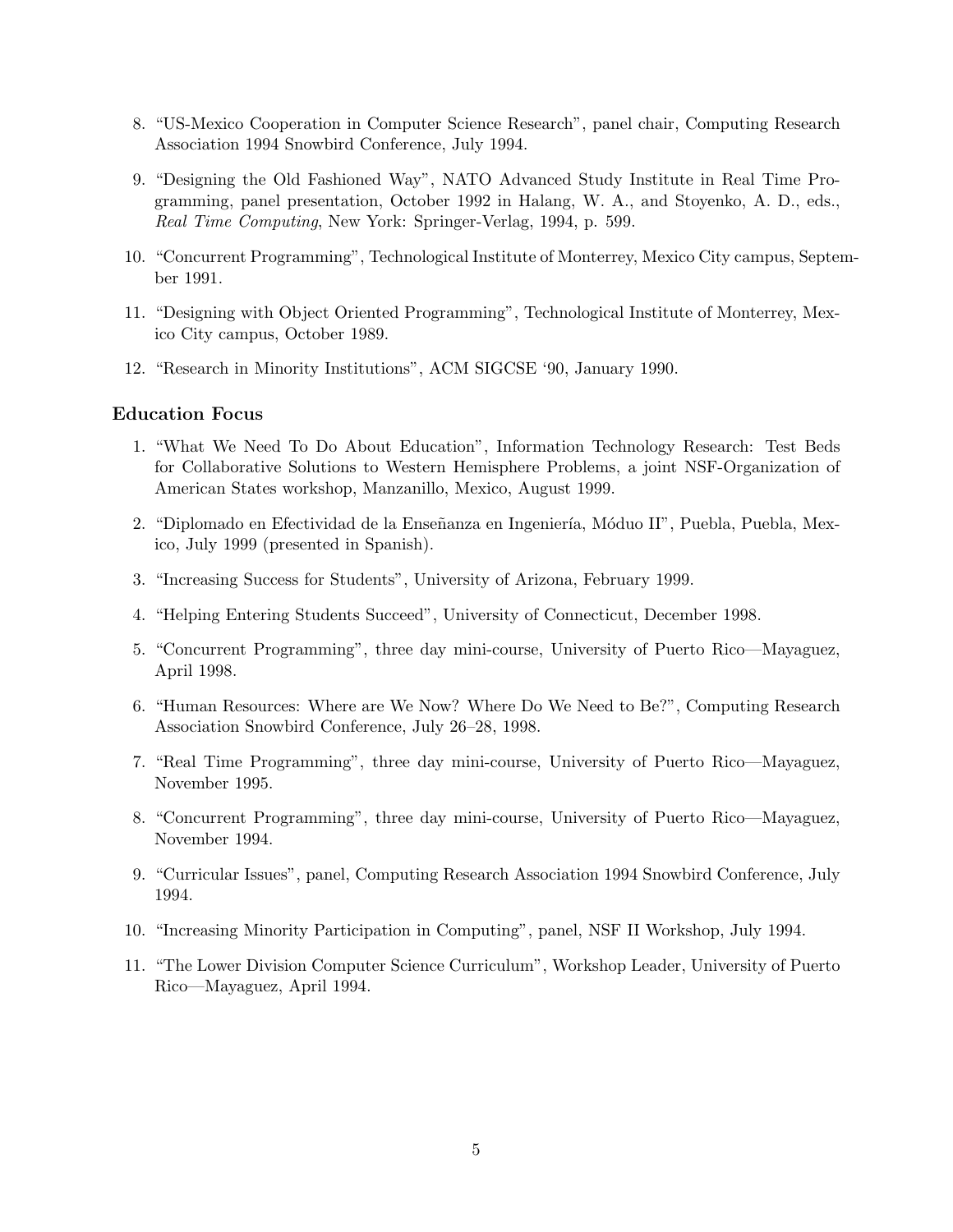8. "US-Mexico Cooperation in Computer Science Research", panel chair, Computing Research Association 1994 Snowbird Conference, July 1994.

9. "Designing the Old Fashioned Way", NATO Advanced Study Institute in Real Time Programming, panel presentation, October 1992 in Halang, W. A., and Stoyenko, A. D., eds., *Real Time Computing*, New York: Springer-Verlag, 1994, p. 599.

10. "Concurrent Programming", Technological Institute of Monterrey, Mexico City campus, September 1991.

11. "Designing with Object Oriented Programming", Technological Institute of Monterrey, Mexico City campus, October 1989.

12. "Research in Minority Institutions", ACM SIGCSE '90, January 1990.

### Education Focus

1. "What We Need To Do About Education", Information Technology Research: Test Beds for Collaborative Solutions to Western Hemisphere Problems, a joint NSF-Organization of American States workshop, Manzanillo, Mexico, August 1999.

2. "Diplomado en Efectividad de la Enseñanza en Ingeniería, Móduo II", Puebla, Puebla, Mexico, July 1999 (presented in Spanish).

3. "Increasing Success for Students", University of Arizona, February 1999.

4. "Helping Entering Students Succeed", University of Connecticut, December 1998.

5. "Concurrent Programming", three day mini-course, University of Puerto Rico—Mayaguez, April 1998.

6. "Human Resources: Where are We Now? Where Do We Need to Be?", Computing Research Association Snowbird Conference, July 26–28, 1998.

7. "Real Time Programming", three day mini-course, University of Puerto Rico—Mayaguez, November 1995.

8. "Concurrent Programming", three day mini-course, University of Puerto Rico—Mayaguez, November 1994.

9. "Curricular Issues", panel, Computing Research Association 1994 Snowbird Conference, July 1994.

10. "Increasing Minority Participation in Computing", panel, NSF II Workshop, July 1994.

11. "The Lower Division Computer Science Curriculum", Workshop Leader, University of Puerto Rico—Mayaguez, April 1994.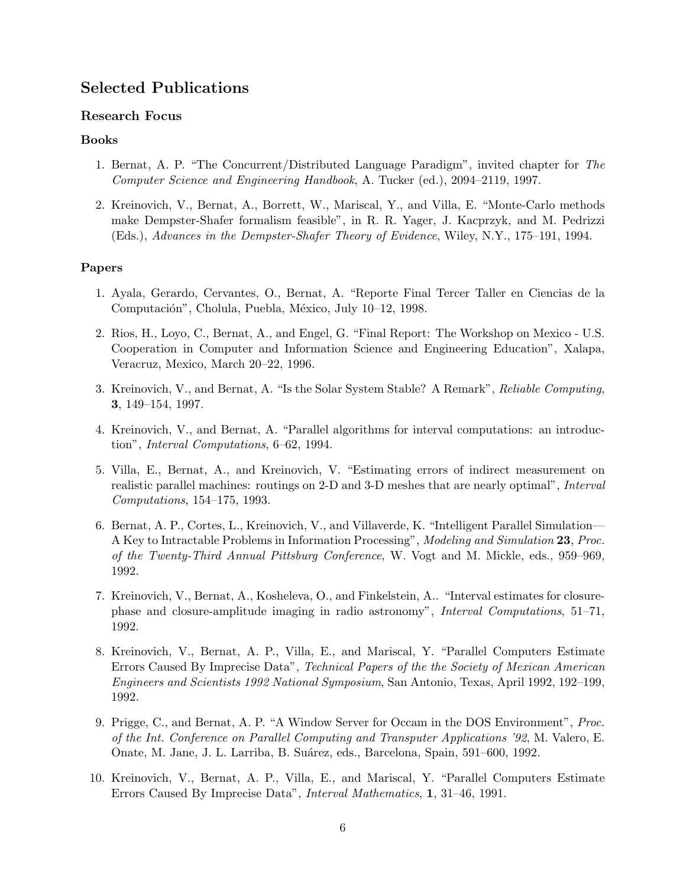## Selected Publications

### Research Focus

### Books

1. Bernat, A. P. "The Concurrent/Distributed Language Paradigm", invited chapter for *The Computer Science and Engineering Handbook*, A. Tucker (ed.), 2094–2119, 1997.
2. Kreinovich, V., Bernat, A., Borrett, W., Mariscal, Y., and Villa, E. "Monte-Carlo methods make Dempster-Shafer formalism feasible", in R. R. Yager, J. Kacprzyk, and M. Pedrizzi (Eds.), *Advances in the Dempster-Shafer Theory of Evidence*, Wiley, N.Y., 175–191, 1994.

### Papers

1. Ayala, Gerardo, Cervantes, O., Bernat, A. "Reporte Final Tercer Taller en Ciencias de la Computación", Cholula, Puebla, México, July 10–12, 1998.
2. Rios, H., Loyo, C., Bernat, A., and Engel, G. "Final Report: The Workshop on Mexico - U.S. Cooperation in Computer and Information Science and Engineering Education", Xalapa, Veracruz, Mexico, March 20–22, 1996.
3. Kreinovich, V., and Bernat, A. "Is the Solar System Stable? A Remark", *Reliable Computing*, **3**, 149–154, 1997.
4. Kreinovich, V., and Bernat, A. "Parallel algorithms for interval computations: an introduction", *Interval Computations*, 6–62, 1994.
5. Villa, E., Bernat, A., and Kreinovich, V. "Estimating errors of indirect measurement on realistic parallel machines: routings on 2-D and 3-D meshes that are nearly optimal", *Interval Computations*, 154–175, 1993.
6. Bernat, A. P., Cortes, L., Kreinovich, V., and Villaverde, K. "Intelligent Parallel Simulation—A Key to Intractable Problems in Information Processing", *Modeling and Simulation* **23**, *Proc. of the Twenty-Third Annual Pittsburg Conference*, W. Vogt and M. Mickle, eds., 959–969, 1992.
7. Kreinovich, V., Bernat, A., Kosheleva, O., and Finkelstein, A.. "Interval estimates for closure-phase and closure-amplitude imaging in radio astronomy", *Interval Computations*, 51–71, 1992.
8. Kreinovich, V., Bernat, A. P., Villa, E., and Mariscal, Y. "Parallel Computers Estimate Errors Caused By Imprecise Data", *Technical Papers of the the Society of Mexican American Engineers and Scientists 1992 National Symposium*, San Antonio, Texas, April 1992, 192–199, 1992.
9. Prigge, C., and Bernat, A. P. "A Window Server for Occam in the DOS Environment", *Proc. of the Int. Conference on Parallel Computing and Transputer Applications '92*, M. Valero, E. Onate, M. Jane, J. L. Larriba, B. Suárez, eds., Barcelona, Spain, 591–600, 1992.
10. Kreinovich, V., Bernat, A. P., Villa, E., and Mariscal, Y. "Parallel Computers Estimate Errors Caused By Imprecise Data", *Interval Mathematics*, **1**, 31–46, 1991.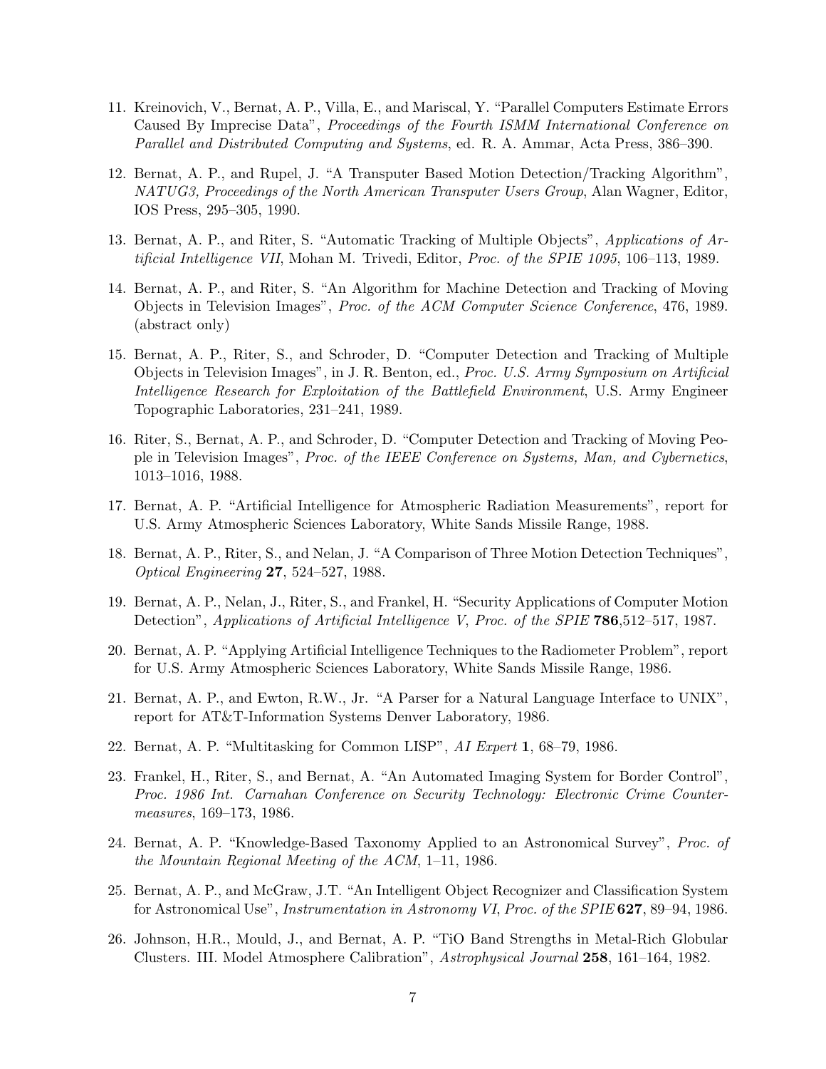11. Kreinovich, V., Bernat, A. P., Villa, E., and Mariscal, Y. "Parallel Computers Estimate Errors Caused By Imprecise Data", *Proceedings of the Fourth ISMM International Conference on Parallel and Distributed Computing and Systems*, ed. R. A. Ammar, Acta Press, 386–390.

12. Bernat, A. P., and Rupel, J. "A Transputer Based Motion Detection/Tracking Algorithm", *NATUG3, Proceedings of the North American Transputer Users Group*, Alan Wagner, Editor, IOS Press, 295–305, 1990.

13. Bernat, A. P., and Riter, S. "Automatic Tracking of Multiple Objects", *Applications of Artificial Intelligence VII*, Mohan M. Trivedi, Editor, *Proc. of the SPIE 1095*, 106–113, 1989.

14. Bernat, A. P., and Riter, S. "An Algorithm for Machine Detection and Tracking of Moving Objects in Television Images", *Proc. of the ACM Computer Science Conference*, 476, 1989. (abstract only)

15. Bernat, A. P., Riter, S., and Schroder, D. "Computer Detection and Tracking of Multiple Objects in Television Images", in J. R. Benton, ed., *Proc. U.S. Army Symposium on Artificial Intelligence Research for Exploitation of the Battlefield Environment*, U.S. Army Engineer Topographic Laboratories, 231–241, 1989.

16. Riter, S., Bernat, A. P., and Schroder, D. "Computer Detection and Tracking of Moving People in Television Images", *Proc. of the IEEE Conference on Systems, Man, and Cybernetics*, 1013–1016, 1988.

17. Bernat, A. P. "Artificial Intelligence for Atmospheric Radiation Measurements", report for U.S. Army Atmospheric Sciences Laboratory, White Sands Missile Range, 1988.

18. Bernat, A. P., Riter, S., and Nelan, J. "A Comparison of Three Motion Detection Techniques", *Optical Engineering* **27**, 524–527, 1988.

19. Bernat, A. P., Nelan, J., Riter, S., and Frankel, H. "Security Applications of Computer Motion Detection", *Applications of Artificial Intelligence V*, *Proc. of the SPIE* **786**,512–517, 1987.

20. Bernat, A. P. "Applying Artificial Intelligence Techniques to the Radiometer Problem", report for U.S. Army Atmospheric Sciences Laboratory, White Sands Missile Range, 1986.

21. Bernat, A. P., and Ewton, R.W., Jr. "A Parser for a Natural Language Interface to UNIX", report for AT&T-Information Systems Denver Laboratory, 1986.

22. Bernat, A. P. "Multitasking for Common LISP", *AI Expert* **1**, 68–79, 1986.

23. Frankel, H., Riter, S., and Bernat, A. "An Automated Imaging System for Border Control", *Proc. 1986 Int. Carnahan Conference on Security Technology: Electronic Crime Countermeasures*, 169–173, 1986.

24. Bernat, A. P. "Knowledge-Based Taxonomy Applied to an Astronomical Survey", *Proc. of the Mountain Regional Meeting of the ACM*, 1–11, 1986.

25. Bernat, A. P., and McGraw, J.T. "An Intelligent Object Recognizer and Classification System for Astronomical Use", *Instrumentation in Astronomy VI*, *Proc. of the SPIE* **627**, 89–94, 1986.

26. Johnson, H.R., Mould, J., and Bernat, A. P. "TiO Band Strengths in Metal-Rich Globular Clusters. III. Model Atmosphere Calibration", *Astrophysical Journal* **258**, 161–164, 1982.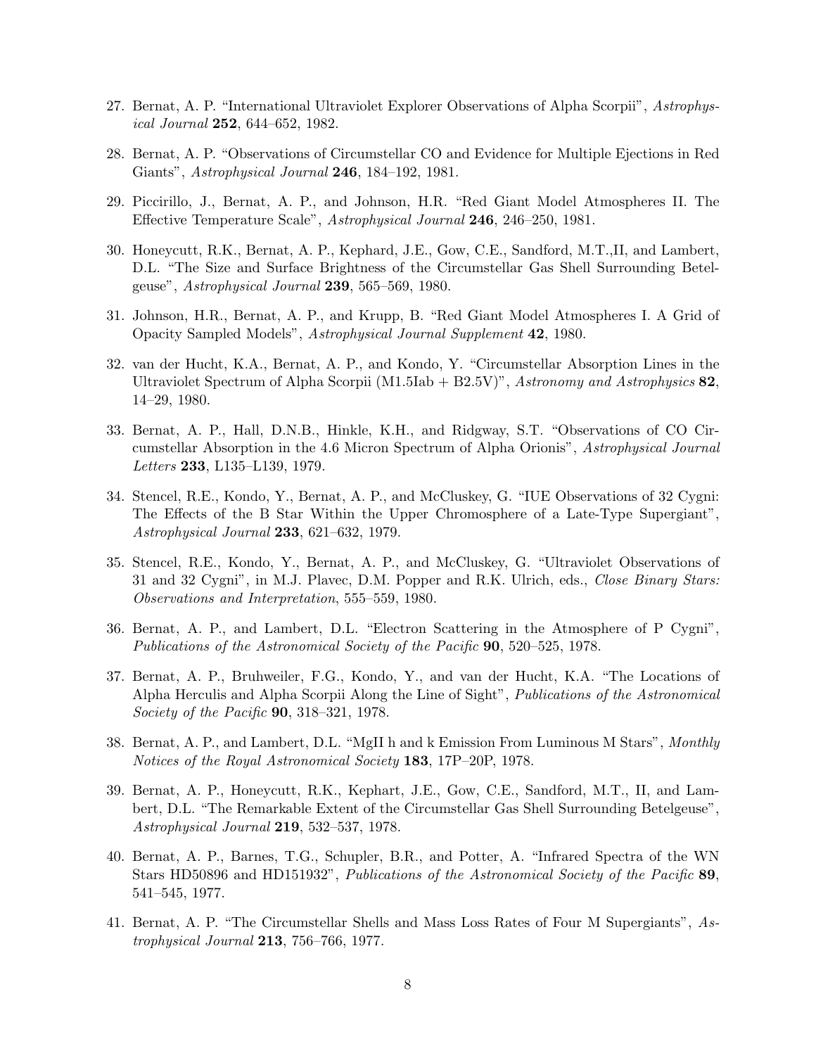27. Bernat, A. P. "International Ultraviolet Explorer Observations of Alpha Scorpii", *Astrophysical Journal* **252**, 644–652, 1982.

28. Bernat, A. P. "Observations of Circumstellar CO and Evidence for Multiple Ejections in Red Giants", *Astrophysical Journal* **246**, 184–192, 1981.

29. Piccirillo, J., Bernat, A. P., and Johnson, H.R. "Red Giant Model Atmospheres II. The Effective Temperature Scale", *Astrophysical Journal* **246**, 246–250, 1981.

30. Honeycutt, R.K., Bernat, A. P., Kephard, J.E., Gow, C.E., Sandford, M.T.,II, and Lambert, D.L. "The Size and Surface Brightness of the Circumstellar Gas Shell Surrounding Betelgeuse", *Astrophysical Journal* **239**, 565–569, 1980.

31. Johnson, H.R., Bernat, A. P., and Krupp, B. "Red Giant Model Atmospheres I. A Grid of Opacity Sampled Models", *Astrophysical Journal Supplement* **42**, 1980.

32. van der Hucht, K.A., Bernat, A. P., and Kondo, Y. "Circumstellar Absorption Lines in the Ultraviolet Spectrum of Alpha Scorpii (M1.5Iab + B2.5V)", *Astronomy and Astrophysics* **82**, 14–29, 1980.

33. Bernat, A. P., Hall, D.N.B., Hinkle, K.H., and Ridgway, S.T. "Observations of CO Circumstellar Absorption in the 4.6 Micron Spectrum of Alpha Orionis", *Astrophysical Journal Letters* **233**, L135–L139, 1979.

34. Stencel, R.E., Kondo, Y., Bernat, A. P., and McCluskey, G. "IUE Observations of 32 Cygni: The Effects of the B Star Within the Upper Chromosphere of a Late-Type Supergiant", *Astrophysical Journal* **233**, 621–632, 1979.

35. Stencel, R.E., Kondo, Y., Bernat, A. P., and McCluskey, G. "Ultraviolet Observations of 31 and 32 Cygni", in M.J. Plavec, D.M. Popper and R.K. Ulrich, eds., *Close Binary Stars: Observations and Interpretation*, 555–559, 1980.

36. Bernat, A. P., and Lambert, D.L. "Electron Scattering in the Atmosphere of P Cygni", *Publications of the Astronomical Society of the Pacific* **90**, 520–525, 1978.

37. Bernat, A. P., Bruhweiler, F.G., Kondo, Y., and van der Hucht, K.A. "The Locations of Alpha Herculis and Alpha Scorpii Along the Line of Sight", *Publications of the Astronomical Society of the Pacific* **90**, 318–321, 1978.

38. Bernat, A. P., and Lambert, D.L. "MgII h and k Emission From Luminous M Stars", *Monthly Notices of the Royal Astronomical Society* **183**, 17P–20P, 1978.

39. Bernat, A. P., Honeycutt, R.K., Kephart, J.E., Gow, C.E., Sandford, M.T., II, and Lambert, D.L. "The Remarkable Extent of the Circumstellar Gas Shell Surrounding Betelgeuse", *Astrophysical Journal* **219**, 532–537, 1978.

40. Bernat, A. P., Barnes, T.G., Schupler, B.R., and Potter, A. "Infrared Spectra of the WN Stars HD50896 and HD151932", *Publications of the Astronomical Society of the Pacific* **89**, 541–545, 1977.

41. Bernat, A. P. "The Circumstellar Shells and Mass Loss Rates of Four M Supergiants", *Astrophysical Journal* **213**, 756–766, 1977.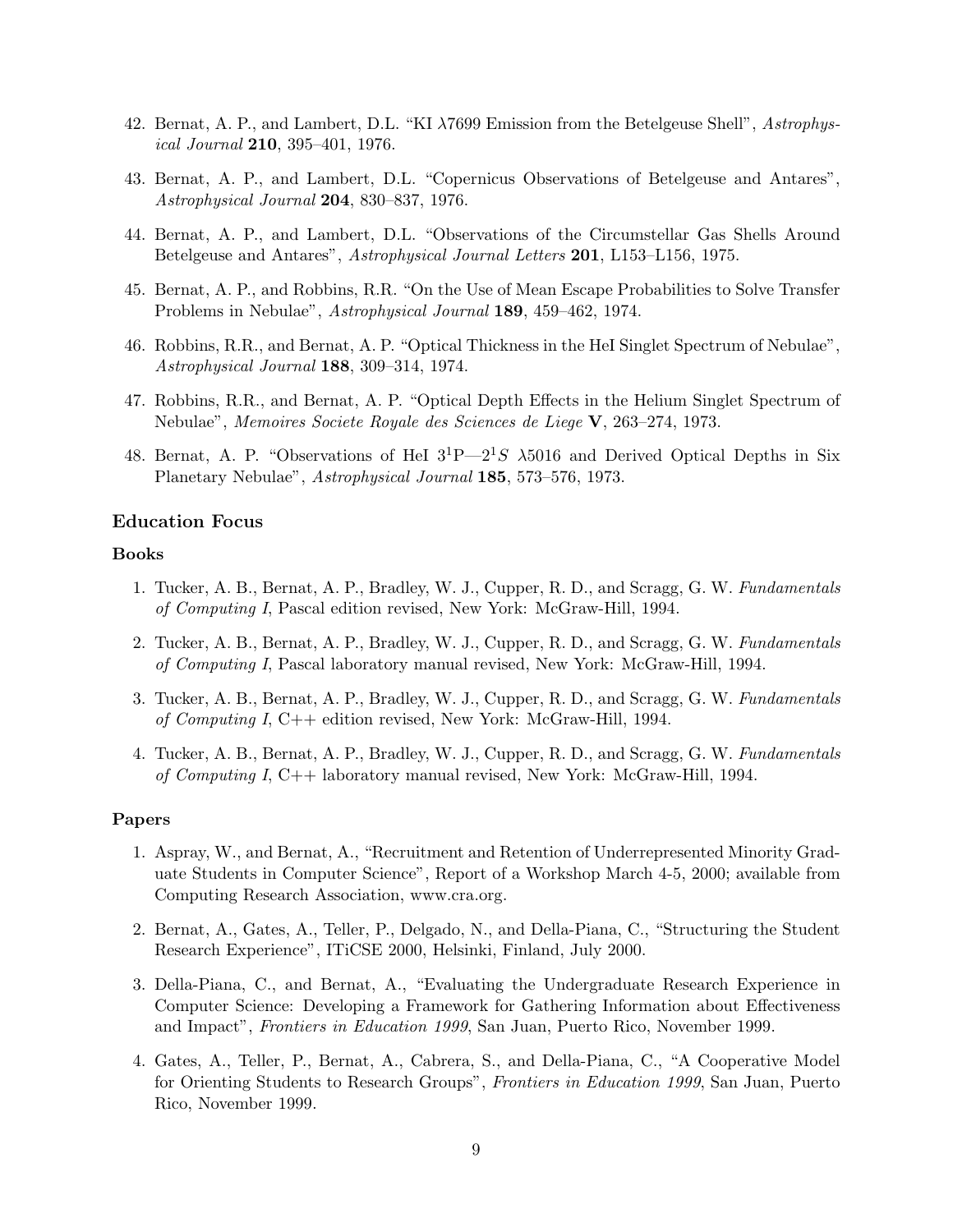42. Bernat, A. P., and Lambert, D.L. "KI $\lambda$7699 Emission from the Betelgeuse Shell", *Astrophysical Journal* **210**, 395–401, 1976.

43. Bernat, A. P., and Lambert, D.L. "Copernicus Observations of Betelgeuse and Antares", *Astrophysical Journal* **204**, 830–837, 1976.

44. Bernat, A. P., and Lambert, D.L. "Observations of the Circumstellar Gas Shells Around Betelgeuse and Antares", *Astrophysical Journal Letters* **201**, L153–L156, 1975.

45. Bernat, A. P., and Robbins, R.R. "On the Use of Mean Escape Probabilities to Solve Transfer Problems in Nebulae", *Astrophysical Journal* **189**, 459–462, 1974.

46. Robbins, R.R., and Bernat, A. P. "Optical Thickness in the HeI Singlet Spectrum of Nebulae", *Astrophysical Journal* **188**, 309–314, 1974.

47. Robbins, R.R., and Bernat, A. P. "Optical Depth Effects in the Helium Singlet Spectrum of Nebulae", *Memoires Societe Royale des Sciences de Liege* **V**, 263–274, 1973.

48. Bernat, A. P. "Observations of HeI $3^1\mathrm{P}$—$2^1S$ $\lambda$5016 and Derived Optical Depths in Six Planetary Nebulae", *Astrophysical Journal* **185**, 573–576, 1973.

### Education Focus

#### Books

1. Tucker, A. B., Bernat, A. P., Bradley, W. J., Cupper, R. D., and Scragg, G. W. *Fundamentals of Computing I*, Pascal edition revised, New York: McGraw-Hill, 1994.

2. Tucker, A. B., Bernat, A. P., Bradley, W. J., Cupper, R. D., and Scragg, G. W. *Fundamentals of Computing I*, Pascal laboratory manual revised, New York: McGraw-Hill, 1994.

3. Tucker, A. B., Bernat, A. P., Bradley, W. J., Cupper, R. D., and Scragg, G. W. *Fundamentals of Computing I*, C++ edition revised, New York: McGraw-Hill, 1994.

4. Tucker, A. B., Bernat, A. P., Bradley, W. J., Cupper, R. D., and Scragg, G. W. *Fundamentals of Computing I*, C++ laboratory manual revised, New York: McGraw-Hill, 1994.

#### Papers

1. Aspray, W., and Bernat, A., "Recruitment and Retention of Underrepresented Minority Graduate Students in Computer Science", Report of a Workshop March 4-5, 2000; available from Computing Research Association, www.cra.org.

2. Bernat, A., Gates, A., Teller, P., Delgado, N., and Della-Piana, C., "Structuring the Student Research Experience", ITiCSE 2000, Helsinki, Finland, July 2000.

3. Della-Piana, C., and Bernat, A., "Evaluating the Undergraduate Research Experience in Computer Science: Developing a Framework for Gathering Information about Effectiveness and Impact", *Frontiers in Education 1999*, San Juan, Puerto Rico, November 1999.

4. Gates, A., Teller, P., Bernat, A., Cabrera, S., and Della-Piana, C., "A Cooperative Model for Orienting Students to Research Groups", *Frontiers in Education 1999*, San Juan, Puerto Rico, November 1999.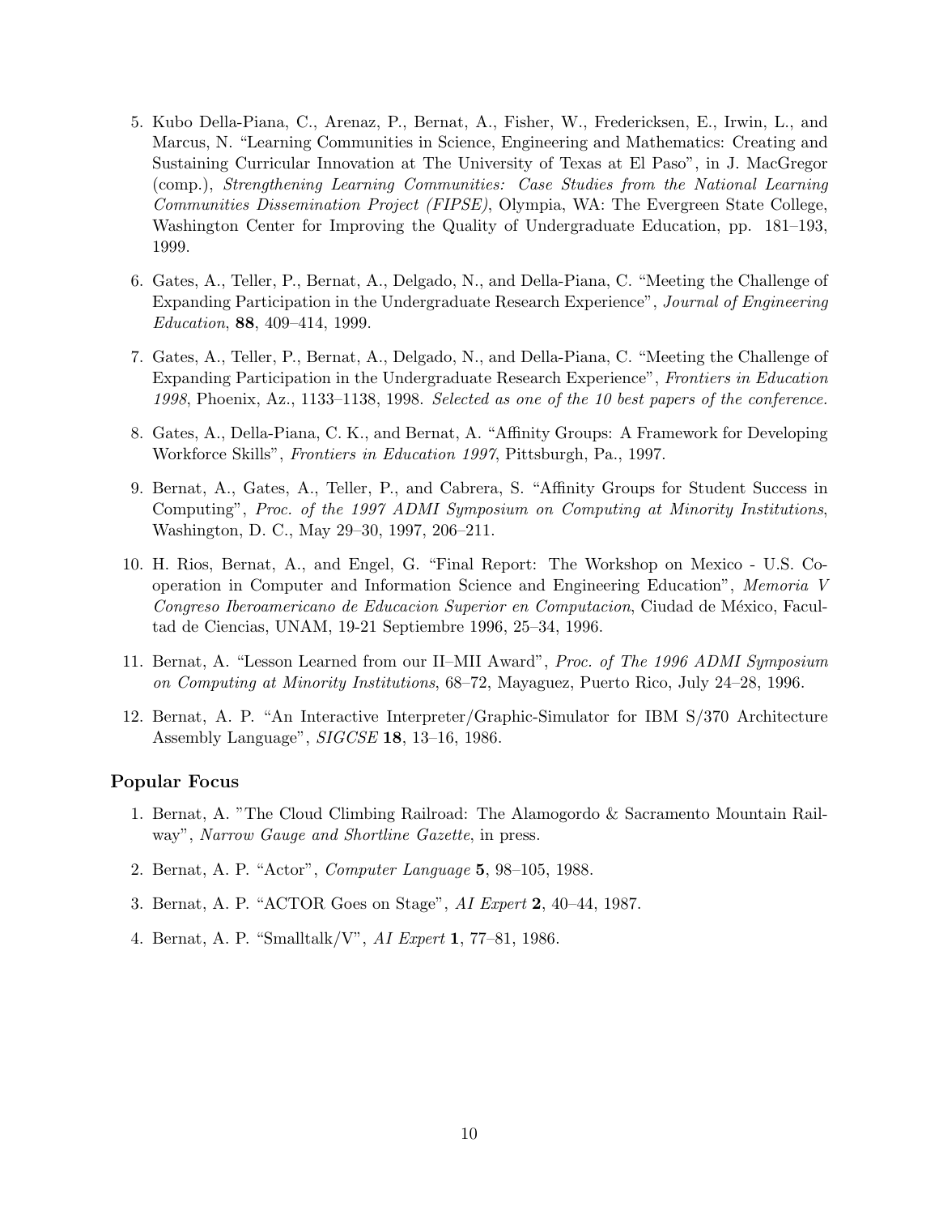5. Kubo Della-Piana, C., Arenaz, P., Bernat, A., Fisher, W., Fredericksen, E., Irwin, L., and Marcus, N. "Learning Communities in Science, Engineering and Mathematics: Creating and Sustaining Curricular Innovation at The University of Texas at El Paso", in J. MacGregor (comp.), *Strengthening Learning Communities: Case Studies from the National Learning Communities Dissemination Project (FIPSE)*, Olympia, WA: The Evergreen State College, Washington Center for Improving the Quality of Undergraduate Education, pp. 181–193, 1999.

6. Gates, A., Teller, P., Bernat, A., Delgado, N., and Della-Piana, C. "Meeting the Challenge of Expanding Participation in the Undergraduate Research Experience", *Journal of Engineering Education*, **88**, 409–414, 1999.

7. Gates, A., Teller, P., Bernat, A., Delgado, N., and Della-Piana, C. "Meeting the Challenge of Expanding Participation in the Undergraduate Research Experience", *Frontiers in Education 1998*, Phoenix, Az., 1133–1138, 1998. *Selected as one of the 10 best papers of the conference.*

8. Gates, A., Della-Piana, C. K., and Bernat, A. "Affinity Groups: A Framework for Developing Workforce Skills", *Frontiers in Education 1997*, Pittsburgh, Pa., 1997.

9. Bernat, A., Gates, A., Teller, P., and Cabrera, S. "Affinity Groups for Student Success in Computing", *Proc. of the 1997 ADMI Symposium on Computing at Minority Institutions*, Washington, D. C., May 29–30, 1997, 206–211.

10. H. Rios, Bernat, A., and Engel, G. "Final Report: The Workshop on Mexico - U.S. Cooperation in Computer and Information Science and Engineering Education", *Memoria V Congreso Iberoamericano de Educacion Superior en Computacion*, Ciudad de México, Facultad de Ciencias, UNAM, 19-21 Septiembre 1996, 25–34, 1996.

11. Bernat, A. "Lesson Learned from our II–MII Award", *Proc. of The 1996 ADMI Symposium on Computing at Minority Institutions*, 68–72, Mayaguez, Puerto Rico, July 24–28, 1996.

12. Bernat, A. P. "An Interactive Interpreter/Graphic-Simulator for IBM S/370 Architecture Assembly Language", *SIGCSE* **18**, 13–16, 1986.

### Popular Focus

1. Bernat, A. "The Cloud Climbing Railroad: The Alamogordo & Sacramento Mountain Railway", *Narrow Gauge and Shortline Gazette*, in press.

2. Bernat, A. P. "Actor", *Computer Language* **5**, 98–105, 1988.

3. Bernat, A. P. "ACTOR Goes on Stage", *AI Expert* **2**, 40–44, 1987.

4. Bernat, A. P. "Smalltalk/V", *AI Expert* **1**, 77–81, 1986.